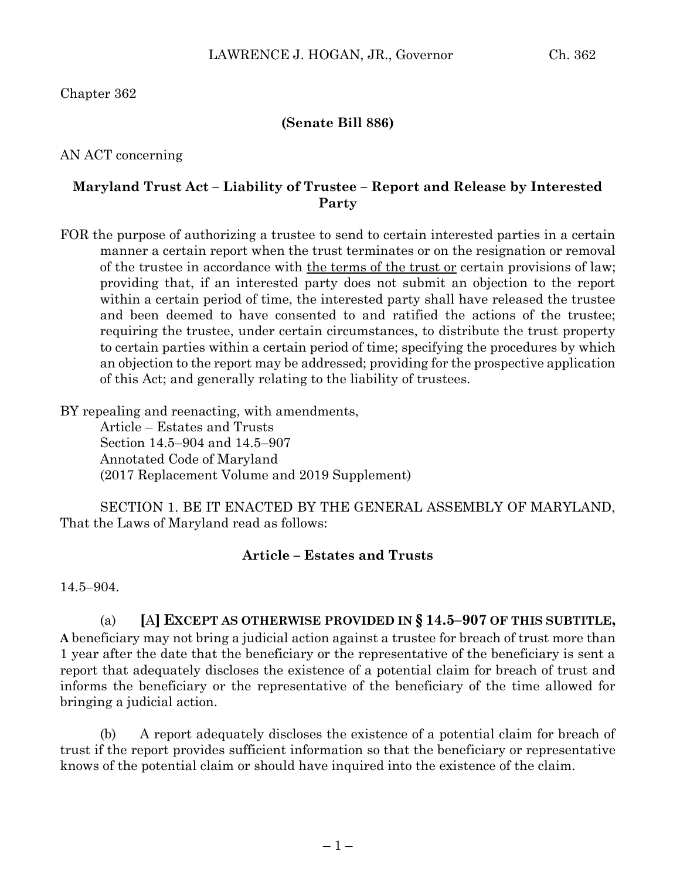Chapter 362

**(Senate Bill 886)**

AN ACT concerning

**Maryland Trust Act – Liability of Trustee – Report and Release by Interested Party**

FOR the purpose of authorizing a trustee to send to certain interested parties in a certain manner a certain report when the trust terminates or on the resignation or removal of the trustee in accordance with the terms of the trust or certain provisions of law; providing that, if an interested party does not submit an objection to the report within a certain period of time, the interested party shall have released the trustee and been deemed to have consented to and ratified the actions of the trustee; requiring the trustee, under certain circumstances, to distribute the trust property to certain parties within a certain period of time; specifying the procedures by which an objection to the report may be addressed; providing for the prospective application of this Act; and generally relating to the liability of trustees.

BY repealing and reenacting, with amendments,
Article – Estates and Trusts
Section 14.5–904 and 14.5–907
Annotated Code of Maryland
(2017 Replacement Volume and 2019 Supplement)

SECTION 1. BE IT ENACTED BY THE GENERAL ASSEMBLY OF MARYLAND, That the Laws of Maryland read as follows:

**Article – Estates and Trusts**

14.5–904.

(a) **[**A**] EXCEPT AS OTHERWISE PROVIDED IN § 14.5–907 OF THIS SUBTITLE, A** beneficiary may not bring a judicial action against a trustee for breach of trust more than 1 year after the date that the beneficiary or the representative of the beneficiary is sent a report that adequately discloses the existence of a potential claim for breach of trust and informs the beneficiary or the representative of the beneficiary of the time allowed for bringing a judicial action.

(b) A report adequately discloses the existence of a potential claim for breach of trust if the report provides sufficient information so that the beneficiary or representative knows of the potential claim or should have inquired into the existence of the claim.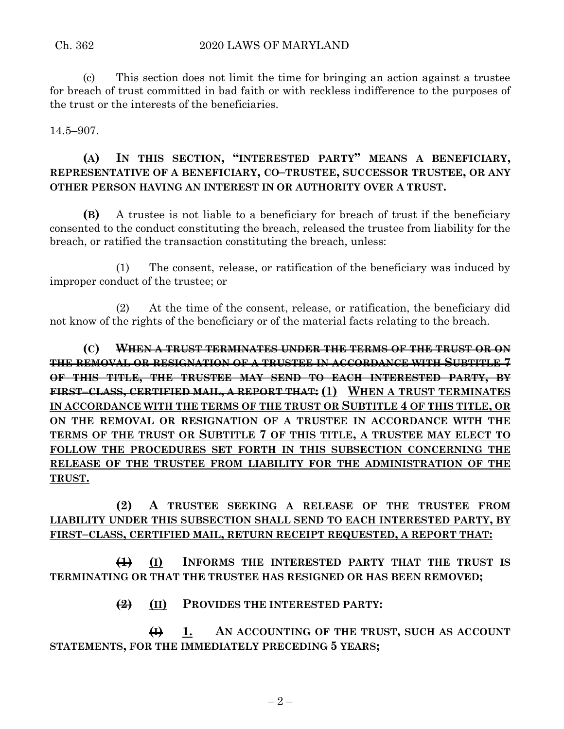(c) This section does not limit the time for bringing an action against a trustee for breach of trust committed in bad faith or with reckless indifference to the purposes of the trust or the interests of the beneficiaries.

14.5–907.

**(A) IN THIS SECTION, "INTERESTED PARTY" MEANS A BENEFICIARY, REPRESENTATIVE OF A BENEFICIARY, CO–TRUSTEE, SUCCESSOR TRUSTEE, OR ANY OTHER PERSON HAVING AN INTEREST IN OR AUTHORITY OVER A TRUST.**

**(B)** A trustee is not liable to a beneficiary for breach of trust if the beneficiary consented to the conduct constituting the breach, released the trustee from liability for the breach, or ratified the transaction constituting the breach, unless:

(1) The consent, release, or ratification of the beneficiary was induced by improper conduct of the trustee; or

(2) At the time of the consent, release, or ratification, the beneficiary did not know of the rights of the beneficiary or of the material facts relating to the breach.

**(C)** ~~**WHEN A TRUST TERMINATES UNDER THE TERMS OF THE TRUST OR ON THE REMOVAL OR RESIGNATION OF A TRUSTEE IN ACCORDANCE WITH SUBTITLE 7 OF THIS TITLE, THE TRUSTEE MAY SEND TO EACH INTERESTED PARTY, BY FIRST–CLASS, CERTIFIED MAIL, A REPORT THAT:**~~ **(1) WHEN A TRUST TERMINATES IN ACCORDANCE WITH THE TERMS OF THE TRUST OR SUBTITLE 4 OF THIS TITLE, OR ON THE REMOVAL OR RESIGNATION OF A TRUSTEE IN ACCORDANCE WITH THE TERMS OF THE TRUST OR SUBTITLE 7 OF THIS TITLE, A TRUSTEE MAY ELECT TO FOLLOW THE PROCEDURES SET FORTH IN THIS SUBSECTION CONCERNING THE RELEASE OF THE TRUSTEE FROM LIABILITY FOR THE ADMINISTRATION OF THE TRUST.**

**(2) A TRUSTEE SEEKING A RELEASE OF THE TRUSTEE FROM LIABILITY UNDER THIS SUBSECTION SHALL SEND TO EACH INTERESTED PARTY, BY FIRST–CLASS, CERTIFIED MAIL, RETURN RECEIPT REQUESTED, A REPORT THAT:**

~~**(1)**~~ **(I) INFORMS THE INTERESTED PARTY THAT THE TRUST IS TERMINATING OR THAT THE TRUSTEE HAS RESIGNED OR HAS BEEN REMOVED;**

~~**(2)**~~ **(II) PROVIDES THE INTERESTED PARTY:**

~~**(I)**~~ **1. AN ACCOUNTING OF THE TRUST, SUCH AS ACCOUNT STATEMENTS, FOR THE IMMEDIATELY PRECEDING 5 YEARS;**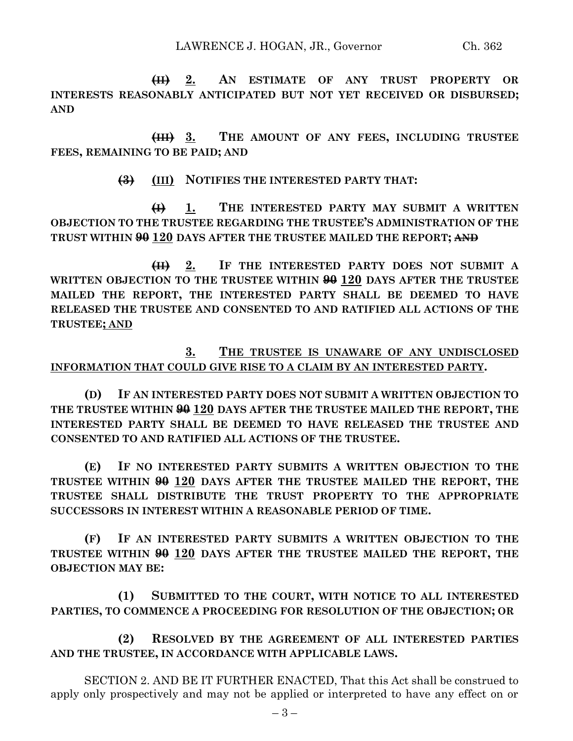**~~(II)~~ 2. AN ESTIMATE OF ANY TRUST PROPERTY OR INTERESTS REASONABLY ANTICIPATED BUT NOT YET RECEIVED OR DISBURSED; AND**

**~~(III)~~ 3. THE AMOUNT OF ANY FEES, INCLUDING TRUSTEE FEES, REMAINING TO BE PAID; AND**

**~~(3)~~ (III) NOTIFIES THE INTERESTED PARTY THAT:**

**~~(I)~~ 1. THE INTERESTED PARTY MAY SUBMIT A WRITTEN OBJECTION TO THE TRUSTEE REGARDING THE TRUSTEE'S ADMINISTRATION OF THE TRUST WITHIN ~~90~~ 120 DAYS AFTER THE TRUSTEE MAILED THE REPORT; ~~AND~~**

**~~(II)~~ 2. IF THE INTERESTED PARTY DOES NOT SUBMIT A WRITTEN OBJECTION TO THE TRUSTEE WITHIN ~~90~~ 120 DAYS AFTER THE TRUSTEE MAILED THE REPORT, THE INTERESTED PARTY SHALL BE DEEMED TO HAVE RELEASED THE TRUSTEE AND CONSENTED TO AND RATIFIED ALL ACTIONS OF THE TRUSTEE; AND**

**3. THE TRUSTEE IS UNAWARE OF ANY UNDISCLOSED INFORMATION THAT COULD GIVE RISE TO A CLAIM BY AN INTERESTED PARTY.**

**(D) IF AN INTERESTED PARTY DOES NOT SUBMIT A WRITTEN OBJECTION TO THE TRUSTEE WITHIN ~~90~~ 120 DAYS AFTER THE TRUSTEE MAILED THE REPORT, THE INTERESTED PARTY SHALL BE DEEMED TO HAVE RELEASED THE TRUSTEE AND CONSENTED TO AND RATIFIED ALL ACTIONS OF THE TRUSTEE.**

**(E) IF NO INTERESTED PARTY SUBMITS A WRITTEN OBJECTION TO THE TRUSTEE WITHIN ~~90~~ 120 DAYS AFTER THE TRUSTEE MAILED THE REPORT, THE TRUSTEE SHALL DISTRIBUTE THE TRUST PROPERTY TO THE APPROPRIATE SUCCESSORS IN INTEREST WITHIN A REASONABLE PERIOD OF TIME.**

**(F) IF AN INTERESTED PARTY SUBMITS A WRITTEN OBJECTION TO THE TRUSTEE WITHIN ~~90~~ 120 DAYS AFTER THE TRUSTEE MAILED THE REPORT, THE OBJECTION MAY BE:**

**(1) SUBMITTED TO THE COURT, WITH NOTICE TO ALL INTERESTED PARTIES, TO COMMENCE A PROCEEDING FOR RESOLUTION OF THE OBJECTION; OR**

**(2) RESOLVED BY THE AGREEMENT OF ALL INTERESTED PARTIES AND THE TRUSTEE, IN ACCORDANCE WITH APPLICABLE LAWS.**

SECTION 2. AND BE IT FURTHER ENACTED, That this Act shall be construed to apply only prospectively and may not be applied or interpreted to have any effect on or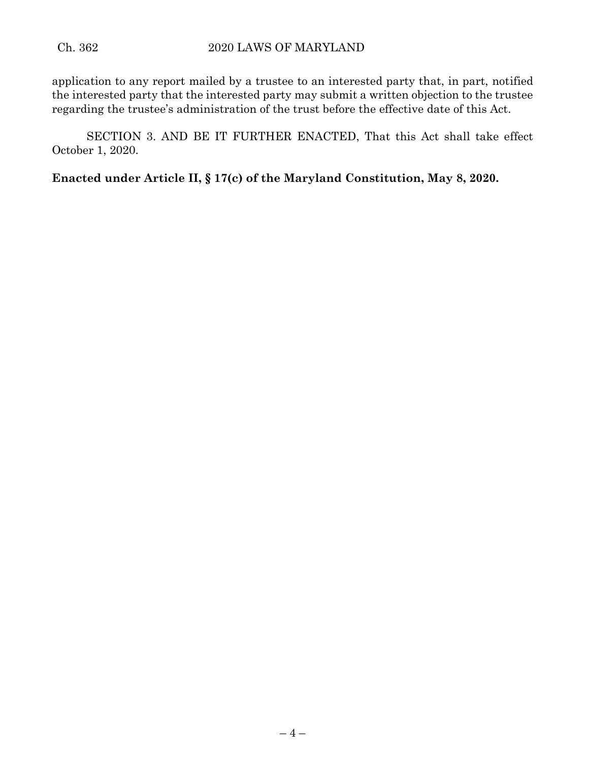application to any report mailed by a trustee to an interested party that, in part, notified the interested party that the interested party may submit a written objection to the trustee regarding the trustee's administration of the trust before the effective date of this Act.

SECTION 3. AND BE IT FURTHER ENACTED, That this Act shall take effect October 1, 2020.

**Enacted under Article II, § 17(c) of the Maryland Constitution, May 8, 2020.**